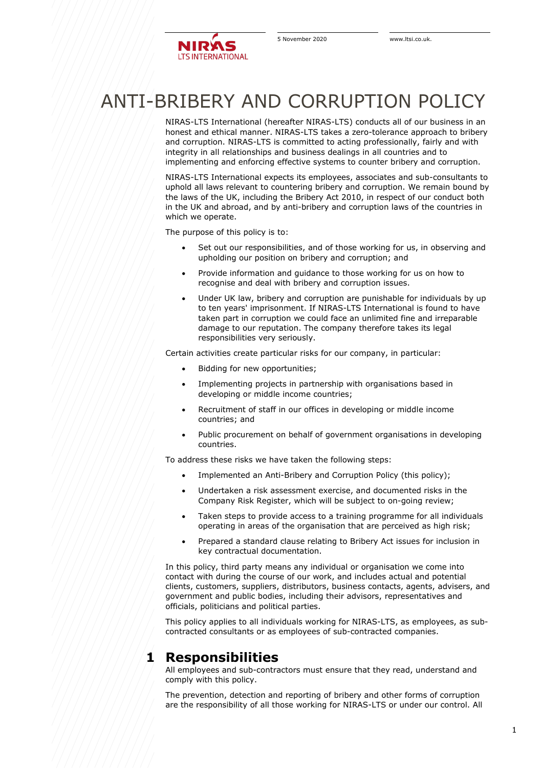# ANTI-BRIBERY AND CORRUPTION POLICY

NIRAS-LTS International (hereafter NIRAS-LTS) conducts all of our business in an honest and ethical manner. NIRAS-LTS takes a zero-tolerance approach to bribery and corruption. NIRAS-LTS is committed to acting professionally, fairly and with integrity in all relationships and business dealings in all countries and to implementing and enforcing effective systems to counter bribery and corruption.

NIRAS-LTS International expects its employees, associates and sub-consultants to uphold all laws relevant to countering bribery and corruption. We remain bound by the laws of the UK, including the Bribery Act 2010, in respect of our conduct both in the UK and abroad, and by anti-bribery and corruption laws of the countries in which we operate.

The purpose of this policy is to:

- Set out our responsibilities, and of those working for us, in observing and upholding our position on bribery and corruption; and
- Provide information and guidance to those working for us on how to recognise and deal with bribery and corruption issues.
- Under UK law, bribery and corruption are punishable for individuals by up to ten years' imprisonment. If NIRAS-LTS International is found to have taken part in corruption we could face an unlimited fine and irreparable damage to our reputation. The company therefore takes its legal responsibilities very seriously.

Certain activities create particular risks for our company, in particular:

- Bidding for new opportunities;
- Implementing projects in partnership with organisations based in developing or middle income countries;
- Recruitment of staff in our offices in developing or middle income countries; and
- Public procurement on behalf of government organisations in developing countries.

To address these risks we have taken the following steps:

- Implemented an Anti-Bribery and Corruption Policy (this policy);
- Undertaken a risk assessment exercise, and documented risks in the Company Risk Register, which will be subject to on-going review;
- Taken steps to provide access to a training programme for all individuals operating in areas of the organisation that are perceived as high risk;
- Prepared a standard clause relating to Bribery Act issues for inclusion in key contractual documentation.

In this policy, third party means any individual or organisation we come into contact with during the course of our work, and includes actual and potential clients, customers, suppliers, distributors, business contacts, agents, advisers, and government and public bodies, including their advisors, representatives and officials, politicians and political parties.

This policy applies to all individuals working for NIRAS-LTS, as employees, as sub-contracted consultants or as employees of sub-contracted companies.

## 1 Responsibilities

All employees and sub-contractors must ensure that they read, understand and comply with this policy.

The prevention, detection and reporting of bribery and other forms of corruption are the responsibility of all those working for NIRAS-LTS or under our control. All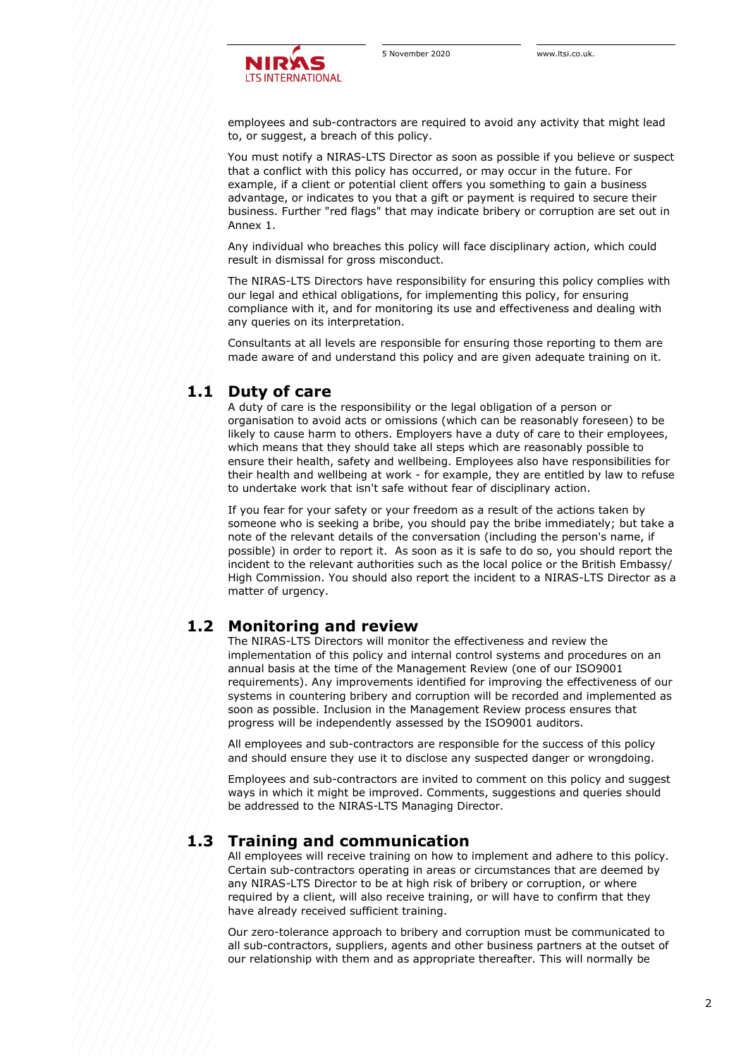employees and sub-contractors are required to avoid any activity that might lead to, or suggest, a breach of this policy.

You must notify a NIRAS-LTS Director as soon as possible if you believe or suspect that a conflict with this policy has occurred, or may occur in the future. For example, if a client or potential client offers you something to gain a business advantage, or indicates to you that a gift or payment is required to secure their business. Further "red flags" that may indicate bribery or corruption are set out in Annex 1.

Any individual who breaches this policy will face disciplinary action, which could result in dismissal for gross misconduct.

The NIRAS-LTS Directors have responsibility for ensuring this policy complies with our legal and ethical obligations, for implementing this policy, for ensuring compliance with it, and for monitoring its use and effectiveness and dealing with any queries on its interpretation.

Consultants at all levels are responsible for ensuring those reporting to them are made aware of and understand this policy and are given adequate training on it.

## 1.1 Duty of care

A duty of care is the responsibility or the legal obligation of a person or organisation to avoid acts or omissions (which can be reasonably foreseen) to be likely to cause harm to others. Employers have a duty of care to their employees, which means that they should take all steps which are reasonably possible to ensure their health, safety and wellbeing. Employees also have responsibilities for their health and wellbeing at work - for example, they are entitled by law to refuse to undertake work that isn't safe without fear of disciplinary action.

If you fear for your safety or your freedom as a result of the actions taken by someone who is seeking a bribe, you should pay the bribe immediately; but take a note of the relevant details of the conversation (including the person's name, if possible) in order to report it. As soon as it is safe to do so, you should report the incident to the relevant authorities such as the local police or the British Embassy/ High Commission. You should also report the incident to a NIRAS-LTS Director as a matter of urgency.

## 1.2 Monitoring and review

The NIRAS-LTS Directors will monitor the effectiveness and review the implementation of this policy and internal control systems and procedures on an annual basis at the time of the Management Review (one of our ISO9001 requirements). Any improvements identified for improving the effectiveness of our systems in countering bribery and corruption will be recorded and implemented as soon as possible. Inclusion in the Management Review process ensures that progress will be independently assessed by the ISO9001 auditors.

All employees and sub-contractors are responsible for the success of this policy and should ensure they use it to disclose any suspected danger or wrongdoing.

Employees and sub-contractors are invited to comment on this policy and suggest ways in which it might be improved. Comments, suggestions and queries should be addressed to the NIRAS-LTS Managing Director.

## 1.3 Training and communication

All employees will receive training on how to implement and adhere to this policy. Certain sub-contractors operating in areas or circumstances that are deemed by any NIRAS-LTS Director to be at high risk of bribery or corruption, or where required by a client, will also receive training, or will have to confirm that they have already received sufficient training.

Our zero-tolerance approach to bribery and corruption must be communicated to all sub-contractors, suppliers, agents and other business partners at the outset of our relationship with them and as appropriate thereafter. This will normally be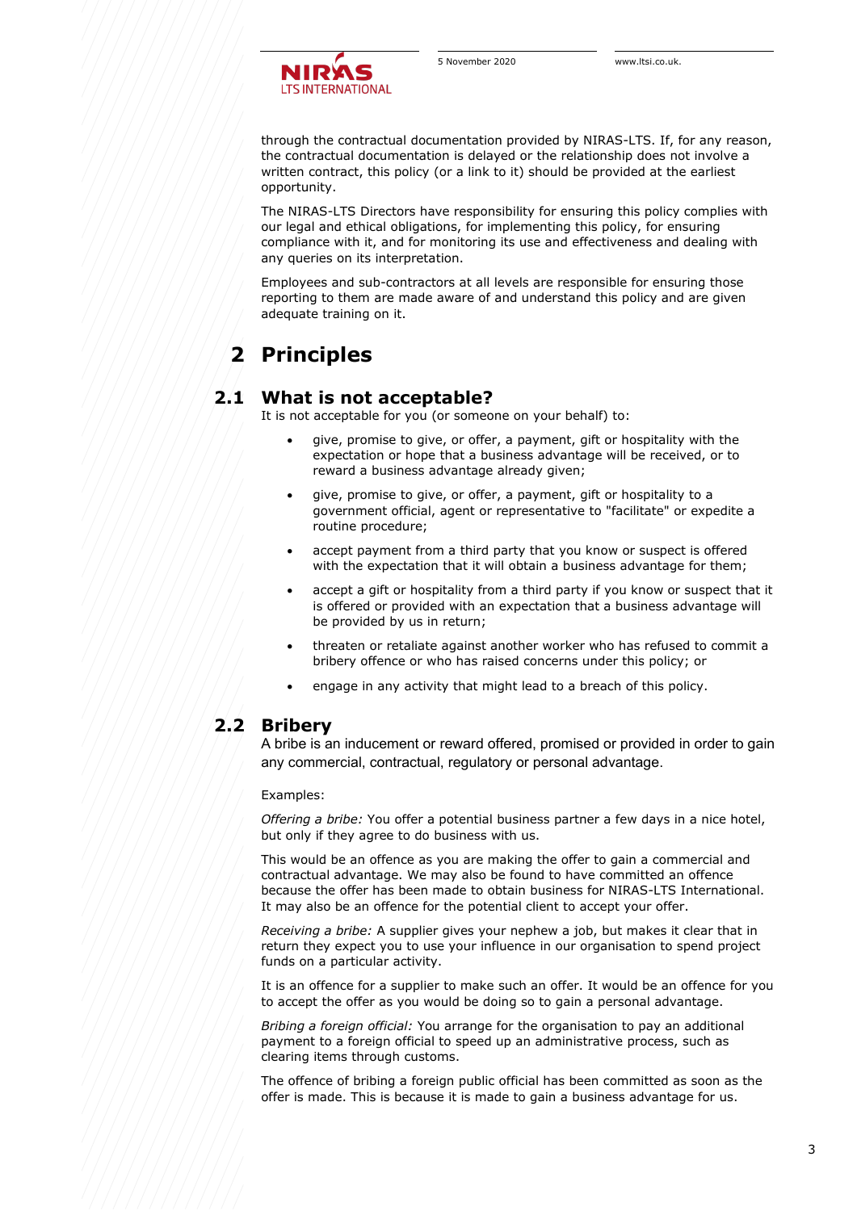through the contractual documentation provided by NIRAS-LTS. If, for any reason, the contractual documentation is delayed or the relationship does not involve a written contract, this policy (or a link to it) should be provided at the earliest opportunity.

The NIRAS-LTS Directors have responsibility for ensuring this policy complies with our legal and ethical obligations, for implementing this policy, for ensuring compliance with it, and for monitoring its use and effectiveness and dealing with any queries on its interpretation.

Employees and sub-contractors at all levels are responsible for ensuring those reporting to them are made aware of and understand this policy and are given adequate training on it.

# 2 Principles

## 2.1 What is not acceptable?

It is not acceptable for you (or someone on your behalf) to:

- give, promise to give, or offer, a payment, gift or hospitality with the expectation or hope that a business advantage will be received, or to reward a business advantage already given;
- give, promise to give, or offer, a payment, gift or hospitality to a government official, agent or representative to "facilitate" or expedite a routine procedure;
- accept payment from a third party that you know or suspect is offered with the expectation that it will obtain a business advantage for them;
- accept a gift or hospitality from a third party if you know or suspect that it is offered or provided with an expectation that a business advantage will be provided by us in return;
- threaten or retaliate against another worker who has refused to commit a bribery offence or who has raised concerns under this policy; or
- engage in any activity that might lead to a breach of this policy.

## 2.2 Bribery

A bribe is an inducement or reward offered, promised or provided in order to gain any commercial, contractual, regulatory or personal advantage.

Examples:

*Offering a bribe:* You offer a potential business partner a few days in a nice hotel, but only if they agree to do business with us.

This would be an offence as you are making the offer to gain a commercial and contractual advantage. We may also be found to have committed an offence because the offer has been made to obtain business for NIRAS-LTS International. It may also be an offence for the potential client to accept your offer.

*Receiving a bribe:* A supplier gives your nephew a job, but makes it clear that in return they expect you to use your influence in our organisation to spend project funds on a particular activity.

It is an offence for a supplier to make such an offer. It would be an offence for you to accept the offer as you would be doing so to gain a personal advantage.

*Bribing a foreign official:* You arrange for the organisation to pay an additional payment to a foreign official to speed up an administrative process, such as clearing items through customs.

The offence of bribing a foreign public official has been committed as soon as the offer is made. This is because it is made to gain a business advantage for us.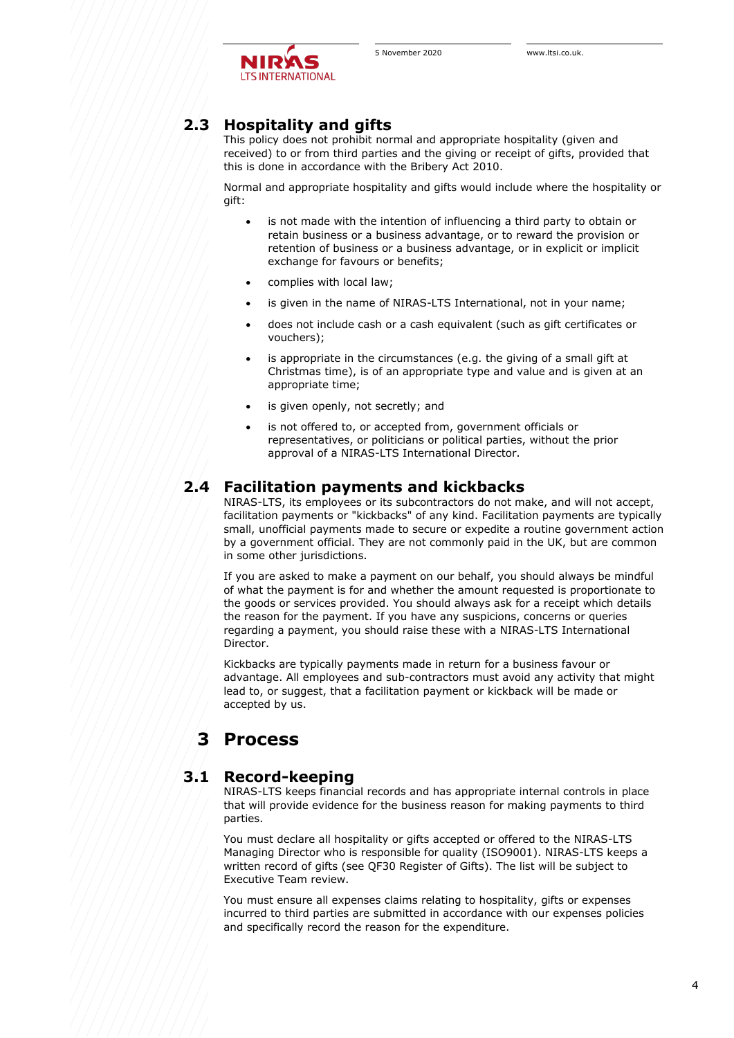## 2.3 Hospitality and gifts

This policy does not prohibit normal and appropriate hospitality (given and received) to or from third parties and the giving or receipt of gifts, provided that this is done in accordance with the Bribery Act 2010.

Normal and appropriate hospitality and gifts would include where the hospitality or gift:

- is not made with the intention of influencing a third party to obtain or retain business or a business advantage, or to reward the provision or retention of business or a business advantage, or in explicit or implicit exchange for favours or benefits;
- complies with local law;
- is given in the name of NIRAS-LTS International, not in your name;
- does not include cash or a cash equivalent (such as gift certificates or vouchers);
- is appropriate in the circumstances (e.g. the giving of a small gift at Christmas time), is of an appropriate type and value and is given at an appropriate time;
- is given openly, not secretly; and
- is not offered to, or accepted from, government officials or representatives, or politicians or political parties, without the prior approval of a NIRAS-LTS International Director.

## 2.4 Facilitation payments and kickbacks

NIRAS-LTS, its employees or its subcontractors do not make, and will not accept, facilitation payments or "kickbacks" of any kind. Facilitation payments are typically small, unofficial payments made to secure or expedite a routine government action by a government official. They are not commonly paid in the UK, but are common in some other jurisdictions.

If you are asked to make a payment on our behalf, you should always be mindful of what the payment is for and whether the amount requested is proportionate to the goods or services provided. You should always ask for a receipt which details the reason for the payment. If you have any suspicions, concerns or queries regarding a payment, you should raise these with a NIRAS-LTS International Director.

Kickbacks are typically payments made in return for a business favour or advantage. All employees and sub-contractors must avoid any activity that might lead to, or suggest, that a facilitation payment or kickback will be made or accepted by us.

# 3 Process

## 3.1 Record-keeping

NIRAS-LTS keeps financial records and has appropriate internal controls in place that will provide evidence for the business reason for making payments to third parties.

You must declare all hospitality or gifts accepted or offered to the NIRAS-LTS Managing Director who is responsible for quality (ISO9001). NIRAS-LTS keeps a written record of gifts (see QF30 Register of Gifts). The list will be subject to Executive Team review.

You must ensure all expenses claims relating to hospitality, gifts or expenses incurred to third parties are submitted in accordance with our expenses policies and specifically record the reason for the expenditure.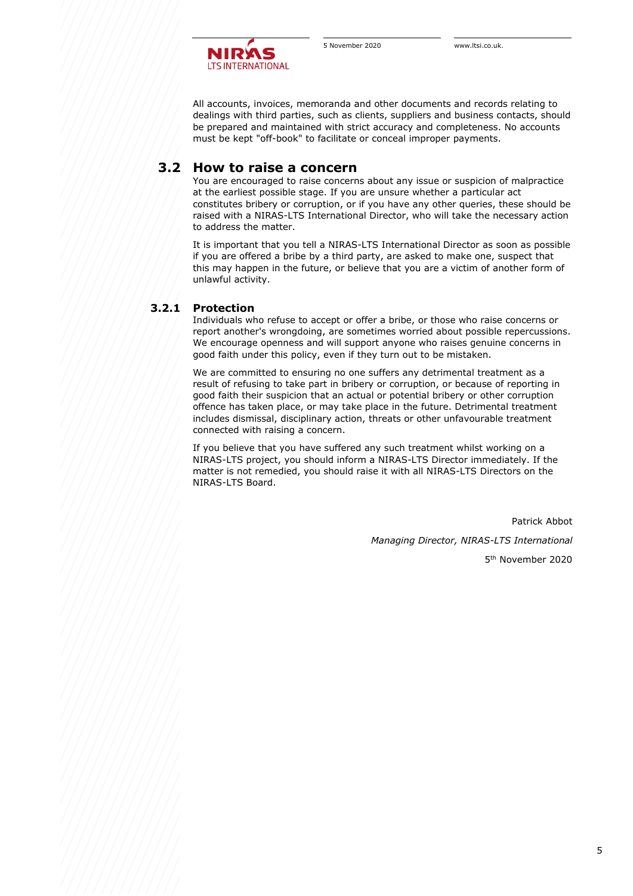All accounts, invoices, memoranda and other documents and records relating to dealings with third parties, such as clients, suppliers and business contacts, should be prepared and maintained with strict accuracy and completeness. No accounts must be kept "off-book" to facilitate or conceal improper payments.

## 3.2 How to raise a concern

You are encouraged to raise concerns about any issue or suspicion of malpractice at the earliest possible stage. If you are unsure whether a particular act constitutes bribery or corruption, or if you have any other queries, these should be raised with a NIRAS-LTS International Director, who will take the necessary action to address the matter.

It is important that you tell a NIRAS-LTS International Director as soon as possible if you are offered a bribe by a third party, are asked to make one, suspect that this may happen in the future, or believe that you are a victim of another form of unlawful activity.

### 3.2.1 Protection

Individuals who refuse to accept or offer a bribe, or those who raise concerns or report another's wrongdoing, are sometimes worried about possible repercussions. We encourage openness and will support anyone who raises genuine concerns in good faith under this policy, even if they turn out to be mistaken.

We are committed to ensuring no one suffers any detrimental treatment as a result of refusing to take part in bribery or corruption, or because of reporting in good faith their suspicion that an actual or potential bribery or other corruption offence has taken place, or may take place in the future. Detrimental treatment includes dismissal, disciplinary action, threats or other unfavourable treatment connected with raising a concern.

If you believe that you have suffered any such treatment whilst working on a NIRAS-LTS project, you should inform a NIRAS-LTS Director immediately. If the matter is not remedied, you should raise it with all NIRAS-LTS Directors on the NIRAS-LTS Board.

Patrick Abbot

*Managing Director, NIRAS-LTS International*

5th November 2020